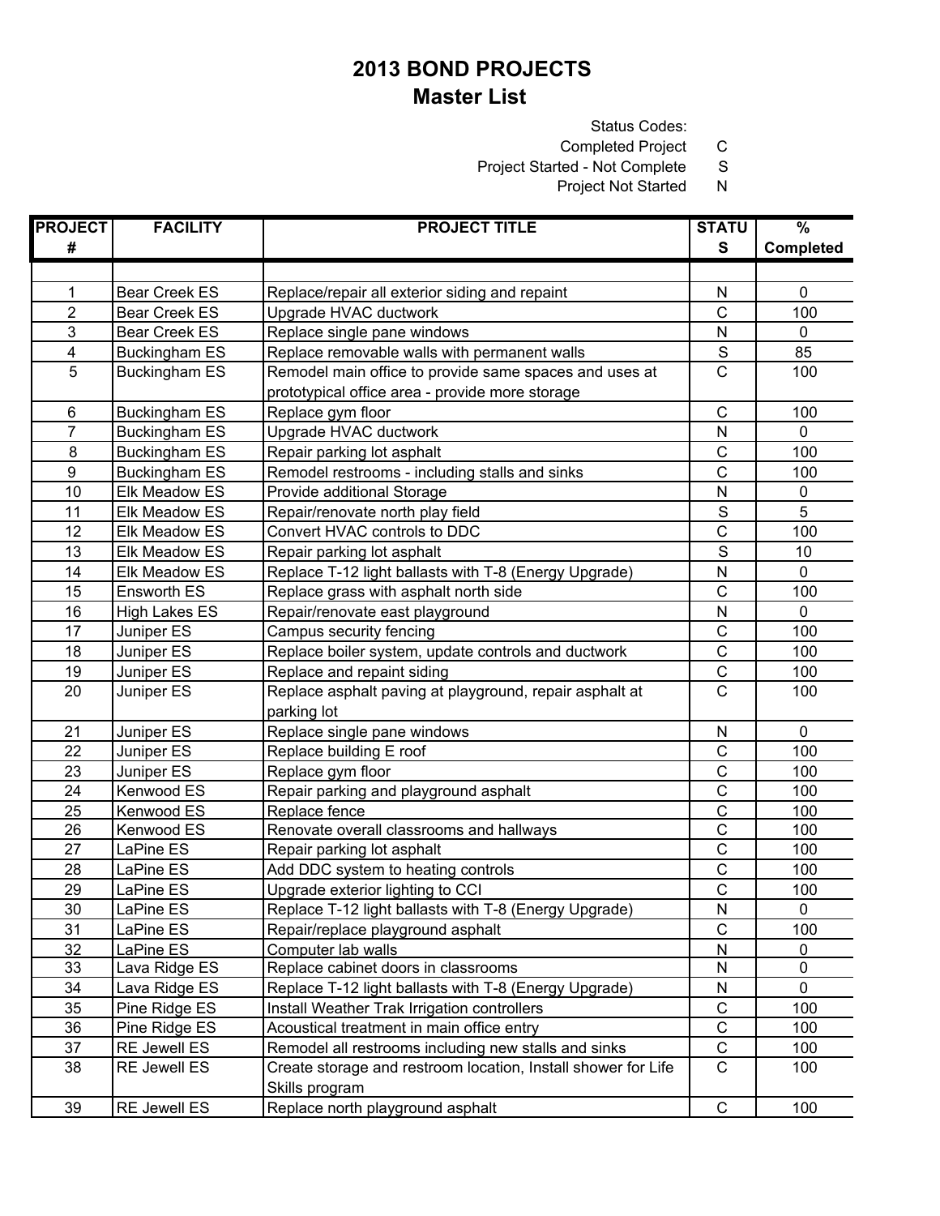# 2013 BOND PROJECTS
## Master List

Status Codes:
- Completed Project — C
- Project Started - Not Complete — S
- Project Not Started — N

| PROJECT # | FACILITY | PROJECT TITLE | STATUS | % Completed |
|---|---|---|---|---|
| 1 | Bear Creek ES | Replace/repair all exterior siding and repaint | N | 0 |
| 2 | Bear Creek ES | Upgrade HVAC ductwork | C | 100 |
| 3 | Bear Creek ES | Replace single pane windows | N | 0 |
| 4 | Buckingham ES | Replace removable walls with permanent walls | S | 85 |
| 5 | Buckingham ES | Remodel main office to provide same spaces and uses at prototypical office area - provide more storage | C | 100 |
| 6 | Buckingham ES | Replace gym floor | C | 100 |
| 7 | Buckingham ES | Upgrade HVAC ductwork | N | 0 |
| 8 | Buckingham ES | Repair parking lot asphalt | C | 100 |
| 9 | Buckingham ES | Remodel restrooms - including stalls and sinks | C | 100 |
| 10 | Elk Meadow ES | Provide additional Storage | N | 0 |
| 11 | Elk Meadow ES | Repair/renovate north play field | S | 5 |
| 12 | Elk Meadow ES | Convert HVAC controls to DDC | C | 100 |
| 13 | Elk Meadow ES | Repair parking lot asphalt | S | 10 |
| 14 | Elk Meadow ES | Replace T-12 light ballasts with T-8 (Energy Upgrade) | N | 0 |
| 15 | Ensworth ES | Replace grass with asphalt north side | C | 100 |
| 16 | High Lakes ES | Repair/renovate east playground | N | 0 |
| 17 | Juniper ES | Campus security fencing | C | 100 |
| 18 | Juniper ES | Replace boiler system, update controls and ductwork | C | 100 |
| 19 | Juniper ES | Replace and repaint siding | C | 100 |
| 20 | Juniper ES | Replace asphalt paving at playground, repair asphalt at parking lot | C | 100 |
| 21 | Juniper ES | Replace single pane windows | N | 0 |
| 22 | Juniper ES | Replace building E roof | C | 100 |
| 23 | Juniper ES | Replace gym floor | C | 100 |
| 24 | Kenwood ES | Repair parking and playground asphalt | C | 100 |
| 25 | Kenwood ES | Replace fence | C | 100 |
| 26 | Kenwood ES | Renovate overall classrooms and hallways | C | 100 |
| 27 | LaPine ES | Repair parking lot asphalt | C | 100 |
| 28 | LaPine ES | Add DDC system to heating controls | C | 100 |
| 29 | LaPine ES | Upgrade exterior lighting to CCI | C | 100 |
| 30 | LaPine ES | Replace T-12 light ballasts with T-8 (Energy Upgrade) | N | 0 |
| 31 | LaPine ES | Repair/replace playground asphalt | C | 100 |
| 32 | LaPine ES | Computer lab walls | N | 0 |
| 33 | Lava Ridge ES | Replace cabinet doors in classrooms | N | 0 |
| 34 | Lava Ridge ES | Replace T-12 light ballasts with T-8 (Energy Upgrade) | N | 0 |
| 35 | Pine Ridge ES | Install Weather Trak Irrigation controllers | C | 100 |
| 36 | Pine Ridge ES | Acoustical treatment in main office entry | C | 100 |
| 37 | RE Jewell ES | Remodel all restrooms including new stalls and sinks | C | 100 |
| 38 | RE Jewell ES | Create storage and restroom location, Install shower for Life Skills program | C | 100 |
| 39 | RE Jewell ES | Replace north playground asphalt | C | 100 |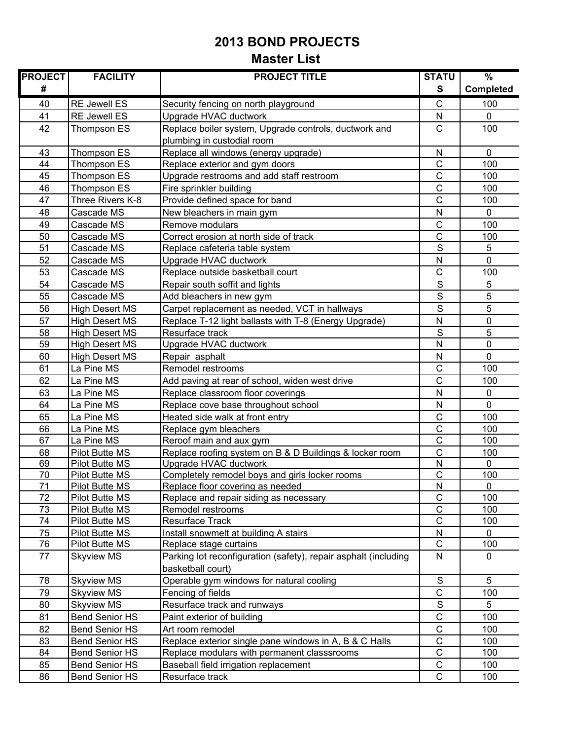# 2013 BOND PROJECTS
## Master List

| PROJECT # | FACILITY | PROJECT TITLE | STATUS | % Completed |
|---|---|---|---|---|
| 40 | RE Jewell ES | Security fencing on north playground | C | 100 |
| 41 | RE Jewell ES | Upgrade HVAC ductwork | N | 0 |
| 42 | Thompson ES | Replace boiler system, Upgrade controls, ductwork and plumbing in custodial room | C | 100 |
| 43 | Thompson ES | Replace all windows (energy upgrade) | N | 0 |
| 44 | Thompson ES | Replace exterior and gym doors | C | 100 |
| 45 | Thompson ES | Upgrade restrooms and add staff restroom | C | 100 |
| 46 | Thompson ES | Fire sprinkler building | C | 100 |
| 47 | Three Rivers K-8 | Provide defined space for band | C | 100 |
| 48 | Cascade MS | New bleachers in main gym | N | 0 |
| 49 | Cascade MS | Remove modulars | C | 100 |
| 50 | Cascade MS | Correct erosion at north side of track | C | 100 |
| 51 | Cascade MS | Replace cafeteria table system | S | 5 |
| 52 | Cascade MS | Upgrade HVAC ductwork | N | 0 |
| 53 | Cascade MS | Replace outside basketball court | C | 100 |
| 54 | Cascade MS | Repair south soffit and lights | S | 5 |
| 55 | Cascade MS | Add bleachers in new gym | S | 5 |
| 56 | High Desert MS | Carpet replacement as needed, VCT in hallways | S | 5 |
| 57 | High Desert MS | Replace T-12 light ballasts with T-8 (Energy Upgrade) | N | 0 |
| 58 | High Desert MS | Resurface track | S | 5 |
| 59 | High Desert MS | Upgrade HVAC ductwork | N | 0 |
| 60 | High Desert MS | Repair asphalt | N | 0 |
| 61 | La Pine MS | Remodel restrooms | C | 100 |
| 62 | La Pine MS | Add paving at rear of school, widen west drive | C | 100 |
| 63 | La Pine MS | Replace classroom floor coverings | N | 0 |
| 64 | La Pine MS | Replace cove base throughout school | N | 0 |
| 65 | La Pine MS | Heated side walk at front entry | C | 100 |
| 66 | La Pine MS | Replace gym bleachers | C | 100 |
| 67 | La Pine MS | Reroof main and aux gym | C | 100 |
| 68 | Pilot Butte MS | Replace roofing system on B & D Buildings & locker room | C | 100 |
| 69 | Pilot Butte MS | Upgrade HVAC ductwork | N | 0 |
| 70 | Pilot Butte MS | Completely remodel boys and girls locker rooms | C | 100 |
| 71 | Pilot Butte MS | Replace floor covering as needed | N | 0 |
| 72 | Pilot Butte MS | Replace and repair siding as necessary | C | 100 |
| 73 | Pilot Butte MS | Remodel restrooms | C | 100 |
| 74 | Pilot Butte MS | Resurface Track | C | 100 |
| 75 | Pilot Butte MS | Install snowmelt at building A stairs | N | 0 |
| 76 | Pilot Butte MS | Replace stage curtains | C | 100 |
| 77 | Skyview MS | Parking lot reconfiguration (safety), repair asphalt (including basketball court) | N | 0 |
| 78 | Skyview MS | Operable gym windows for natural cooling | S | 5 |
| 79 | Skyview MS | Fencing of fields | C | 100 |
| 80 | Skyview MS | Resurface track and runways | S | 5 |
| 81 | Bend Senior HS | Paint exterior of building | C | 100 |
| 82 | Bend Senior HS | Art room remodel | C | 100 |
| 83 | Bend Senior HS | Replace exterior single pane windows in A, B & C Halls | C | 100 |
| 84 | Bend Senior HS | Replace modulars with permanent classsrooms | C | 100 |
| 85 | Bend Senior HS | Baseball field irrigation replacement | C | 100 |
| 86 | Bend Senior HS | Resurface track | C | 100 |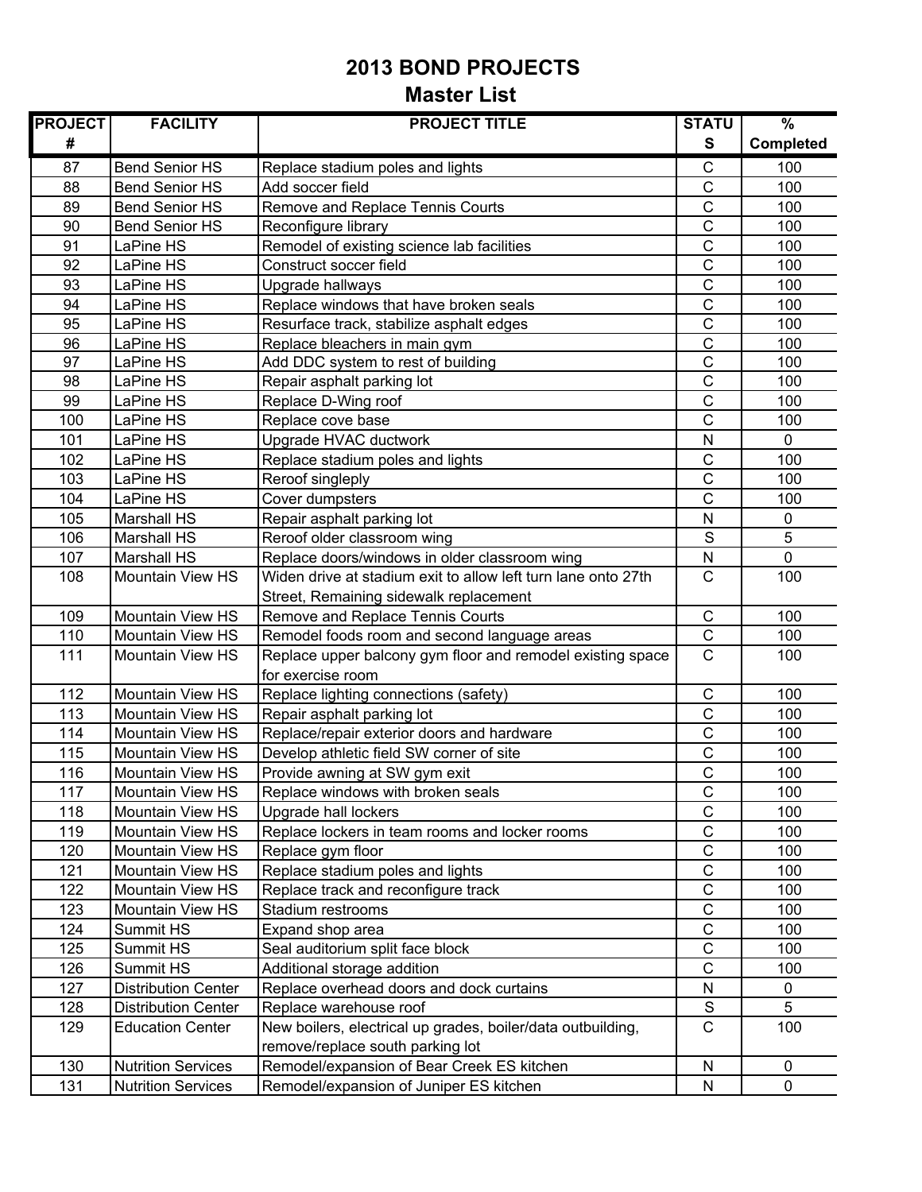# 2013 BOND PROJECTS
## Master List

| PROJECT # | FACILITY | PROJECT TITLE | STATUS | % Completed |
|---|---|---|---|---|
| 87 | Bend Senior HS | Replace stadium poles and lights | C | 100 |
| 88 | Bend Senior HS | Add soccer field | C | 100 |
| 89 | Bend Senior HS | Remove and Replace Tennis Courts | C | 100 |
| 90 | Bend Senior HS | Reconfigure library | C | 100 |
| 91 | LaPine HS | Remodel of existing science lab facilities | C | 100 |
| 92 | LaPine HS | Construct soccer field | C | 100 |
| 93 | LaPine HS | Upgrade hallways | C | 100 |
| 94 | LaPine HS | Replace windows that have broken seals | C | 100 |
| 95 | LaPine HS | Resurface track, stabilize asphalt edges | C | 100 |
| 96 | LaPine HS | Replace bleachers in main gym | C | 100 |
| 97 | LaPine HS | Add DDC system to rest of building | C | 100 |
| 98 | LaPine HS | Repair asphalt parking lot | C | 100 |
| 99 | LaPine HS | Replace D-Wing roof | C | 100 |
| 100 | LaPine HS | Replace cove base | C | 100 |
| 101 | LaPine HS | Upgrade HVAC ductwork | N | 0 |
| 102 | LaPine HS | Replace stadium poles and lights | C | 100 |
| 103 | LaPine HS | Reroof singleply | C | 100 |
| 104 | LaPine HS | Cover dumpsters | C | 100 |
| 105 | Marshall HS | Repair asphalt parking lot | N | 0 |
| 106 | Marshall HS | Reroof older classroom wing | S | 5 |
| 107 | Marshall HS | Replace doors/windows in older classroom wing | N | 0 |
| 108 | Mountain View HS | Widen drive at stadium exit to allow left turn lane onto 27th Street, Remaining sidewalk replacement | C | 100 |
| 109 | Mountain View HS | Remove and Replace Tennis Courts | C | 100 |
| 110 | Mountain View HS | Remodel foods room and second language areas | C | 100 |
| 111 | Mountain View HS | Replace upper balcony gym floor and remodel existing space for exercise room | C | 100 |
| 112 | Mountain View HS | Replace lighting connections (safety) | C | 100 |
| 113 | Mountain View HS | Repair asphalt parking lot | C | 100 |
| 114 | Mountain View HS | Replace/repair exterior doors and hardware | C | 100 |
| 115 | Mountain View HS | Develop athletic field SW corner of site | C | 100 |
| 116 | Mountain View HS | Provide awning at SW gym exit | C | 100 |
| 117 | Mountain View HS | Replace windows with broken seals | C | 100 |
| 118 | Mountain View HS | Upgrade hall lockers | C | 100 |
| 119 | Mountain View HS | Replace lockers in team rooms and locker rooms | C | 100 |
| 120 | Mountain View HS | Replace gym floor | C | 100 |
| 121 | Mountain View HS | Replace stadium poles and lights | C | 100 |
| 122 | Mountain View HS | Replace track and reconfigure track | C | 100 |
| 123 | Mountain View HS | Stadium restrooms | C | 100 |
| 124 | Summit HS | Expand shop area | C | 100 |
| 125 | Summit HS | Seal auditorium split face block | C | 100 |
| 126 | Summit HS | Additional storage addition | C | 100 |
| 127 | Distribution Center | Replace overhead doors and dock curtains | N | 0 |
| 128 | Distribution Center | Replace warehouse roof | S | 5 |
| 129 | Education Center | New boilers, electrical up grades, boiler/data outbuilding, remove/replace south parking lot | C | 100 |
| 130 | Nutrition Services | Remodel/expansion of Bear Creek ES kitchen | N | 0 |
| 131 | Nutrition Services | Remodel/expansion of Juniper ES kitchen | N | 0 |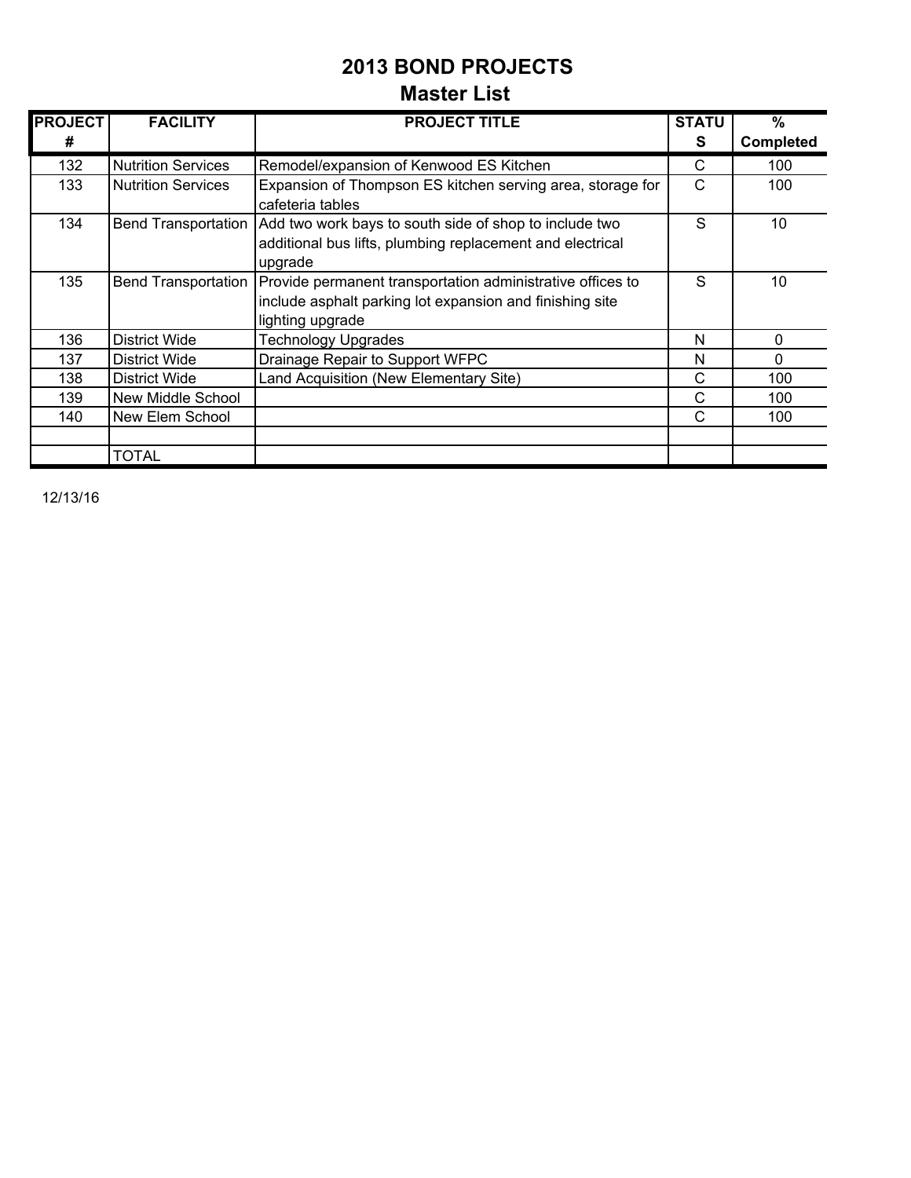# 2013 BOND PROJECTS
## Master List

| PROJECT # | FACILITY | PROJECT TITLE | STATUS | % Completed |
|---|---|---|---|---|
| 132 | Nutrition Services | Remodel/expansion of Kenwood ES Kitchen | C | 100 |
| 133 | Nutrition Services | Expansion of Thompson ES kitchen serving area, storage for cafeteria tables | C | 100 |
| 134 | Bend Transportation | Add two work bays to south side of shop to include two additional bus lifts, plumbing replacement and electrical upgrade | S | 10 |
| 135 | Bend Transportation | Provide permanent transportation administrative offices to include asphalt parking lot expansion and finishing site lighting upgrade | S | 10 |
| 136 | District Wide | Technology Upgrades | N | 0 |
| 137 | District Wide | Drainage Repair to Support WFPC | N | 0 |
| 138 | District Wide | Land Acquisition (New Elementary Site) | C | 100 |
| 139 | New Middle School | | C | 100 |
| 140 | New Elem School | | C | 100 |
| | | | | |
| | TOTAL | | | |

12/13/16